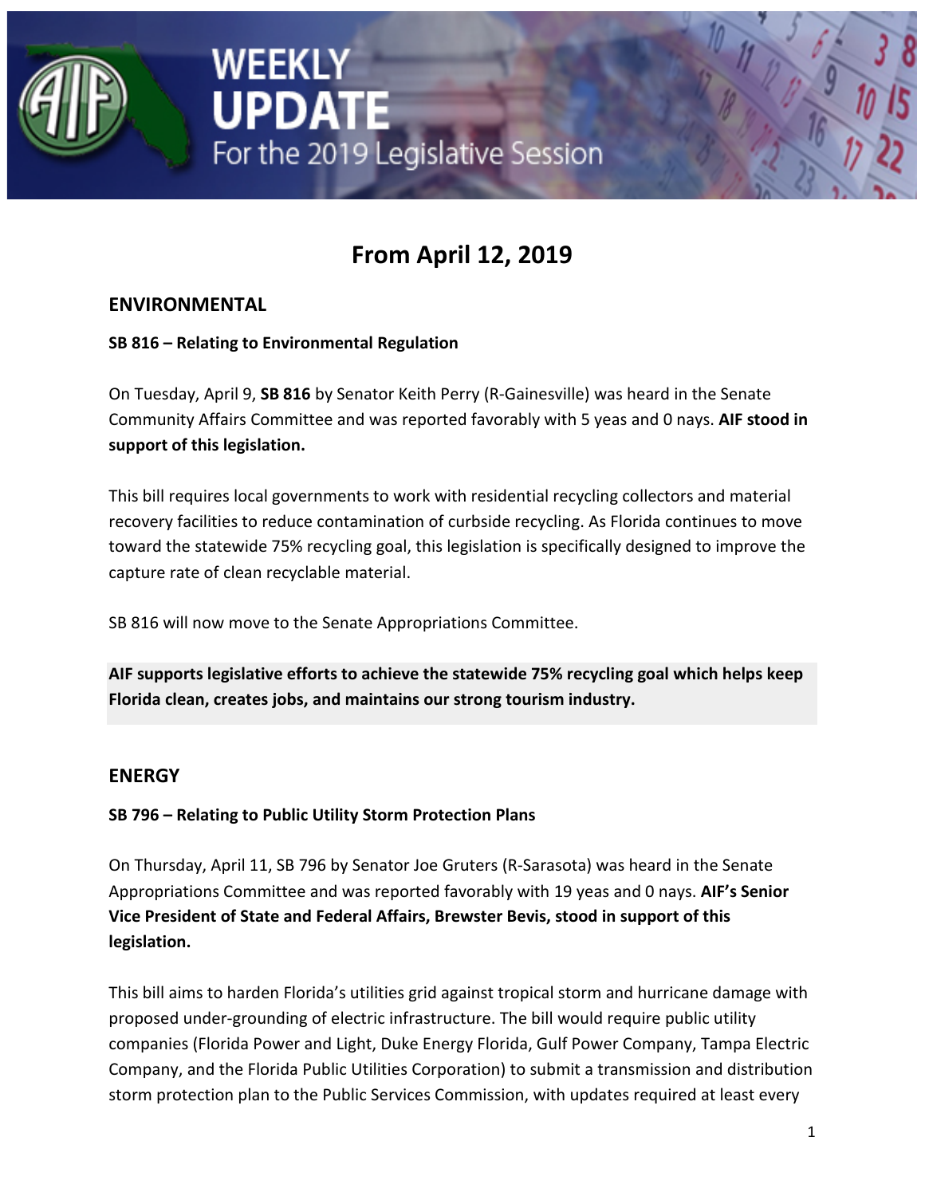# WEEKLY UPDATE

For the 2019 Legislative Session

## From April 12, 2019

### ENVIRONMENTAL

**SB 816 – Relating to Environmental Regulation**

On Tuesday, April 9, **SB 816** by Senator Keith Perry (R-Gainesville) was heard in the Senate Community Affairs Committee and was reported favorably with 5 yeas and 0 nays. **AIF stood in support of this legislation.**

This bill requires local governments to work with residential recycling collectors and material recovery facilities to reduce contamination of curbside recycling. As Florida continues to move toward the statewide 75% recycling goal, this legislation is specifically designed to improve the capture rate of clean recyclable material.

SB 816 will now move to the Senate Appropriations Committee.

**AIF supports legislative efforts to achieve the statewide 75% recycling goal which helps keep Florida clean, creates jobs, and maintains our strong tourism industry.**

### ENERGY

**SB 796 – Relating to Public Utility Storm Protection Plans**

On Thursday, April 11, SB 796 by Senator Joe Gruters (R-Sarasota) was heard in the Senate Appropriations Committee and was reported favorably with 19 yeas and 0 nays. **AIF's Senior Vice President of State and Federal Affairs, Brewster Bevis, stood in support of this legislation.**

This bill aims to harden Florida's utilities grid against tropical storm and hurricane damage with proposed under-grounding of electric infrastructure. The bill would require public utility companies (Florida Power and Light, Duke Energy Florida, Gulf Power Company, Tampa Electric Company, and the Florida Public Utilities Corporation) to submit a transmission and distribution storm protection plan to the Public Services Commission, with updates required at least every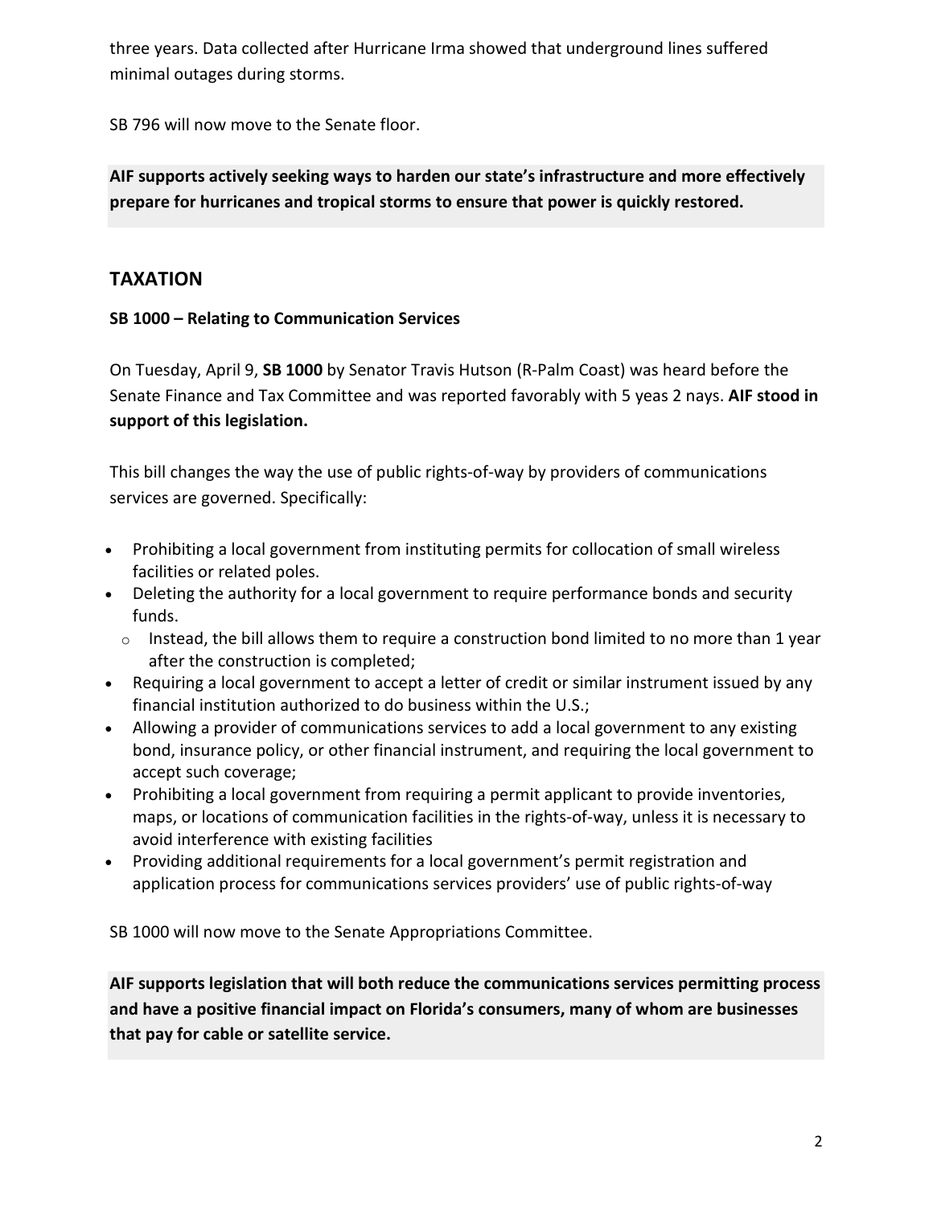three years. Data collected after Hurricane Irma showed that underground lines suffered minimal outages during storms.

SB 796 will now move to the Senate floor.

**AIF supports actively seeking ways to harden our state's infrastructure and more effectively prepare for hurricanes and tropical storms to ensure that power is quickly restored.**

## TAXATION

**SB 1000 – Relating to Communication Services**

On Tuesday, April 9, **SB 1000** by Senator Travis Hutson (R-Palm Coast) was heard before the Senate Finance and Tax Committee and was reported favorably with 5 yeas 2 nays. **AIF stood in support of this legislation.**

This bill changes the way the use of public rights-of-way by providers of communications services are governed. Specifically:

- Prohibiting a local government from instituting permits for collocation of small wireless facilities or related poles.
- Deleting the authority for a local government to require performance bonds and security funds.
  - Instead, the bill allows them to require a construction bond limited to no more than 1 year after the construction is completed;
- Requiring a local government to accept a letter of credit or similar instrument issued by any financial institution authorized to do business within the U.S.;
- Allowing a provider of communications services to add a local government to any existing bond, insurance policy, or other financial instrument, and requiring the local government to accept such coverage;
- Prohibiting a local government from requiring a permit applicant to provide inventories, maps, or locations of communication facilities in the rights-of-way, unless it is necessary to avoid interference with existing facilities
- Providing additional requirements for a local government's permit registration and application process for communications services providers' use of public rights-of-way

SB 1000 will now move to the Senate Appropriations Committee.

**AIF supports legislation that will both reduce the communications services permitting process and have a positive financial impact on Florida's consumers, many of whom are businesses that pay for cable or satellite service.**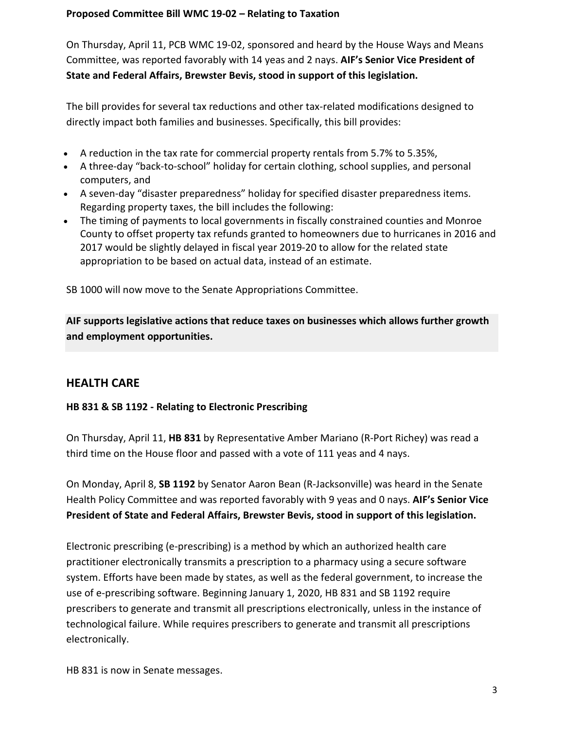**Proposed Committee Bill WMC 19-02 – Relating to Taxation**

On Thursday, April 11, PCB WMC 19-02, sponsored and heard by the House Ways and Means Committee, was reported favorably with 14 yeas and 2 nays. **AIF's Senior Vice President of State and Federal Affairs, Brewster Bevis, stood in support of this legislation.**

The bill provides for several tax reductions and other tax-related modifications designed to directly impact both families and businesses. Specifically, this bill provides:

- A reduction in the tax rate for commercial property rentals from 5.7% to 5.35%,
- A three-day "back-to-school" holiday for certain clothing, school supplies, and personal computers, and
- A seven-day "disaster preparedness" holiday for specified disaster preparedness items. Regarding property taxes, the bill includes the following:
- The timing of payments to local governments in fiscally constrained counties and Monroe County to offset property tax refunds granted to homeowners due to hurricanes in 2016 and 2017 would be slightly delayed in fiscal year 2019-20 to allow for the related state appropriation to be based on actual data, instead of an estimate.

SB 1000 will now move to the Senate Appropriations Committee.

**AIF supports legislative actions that reduce taxes on businesses which allows further growth and employment opportunities.**

## HEALTH CARE

**HB 831 & SB 1192 - Relating to Electronic Prescribing**

On Thursday, April 11, **HB 831** by Representative Amber Mariano (R-Port Richey) was read a third time on the House floor and passed with a vote of 111 yeas and 4 nays.

On Monday, April 8, **SB 1192** by Senator Aaron Bean (R-Jacksonville) was heard in the Senate Health Policy Committee and was reported favorably with 9 yeas and 0 nays. **AIF's Senior Vice President of State and Federal Affairs, Brewster Bevis, stood in support of this legislation.**

Electronic prescribing (e-prescribing) is a method by which an authorized health care practitioner electronically transmits a prescription to a pharmacy using a secure software system. Efforts have been made by states, as well as the federal government, to increase the use of e-prescribing software. Beginning January 1, 2020, HB 831 and SB 1192 require prescribers to generate and transmit all prescriptions electronically, unless in the instance of technological failure. While requires prescribers to generate and transmit all prescriptions electronically.

HB 831 is now in Senate messages.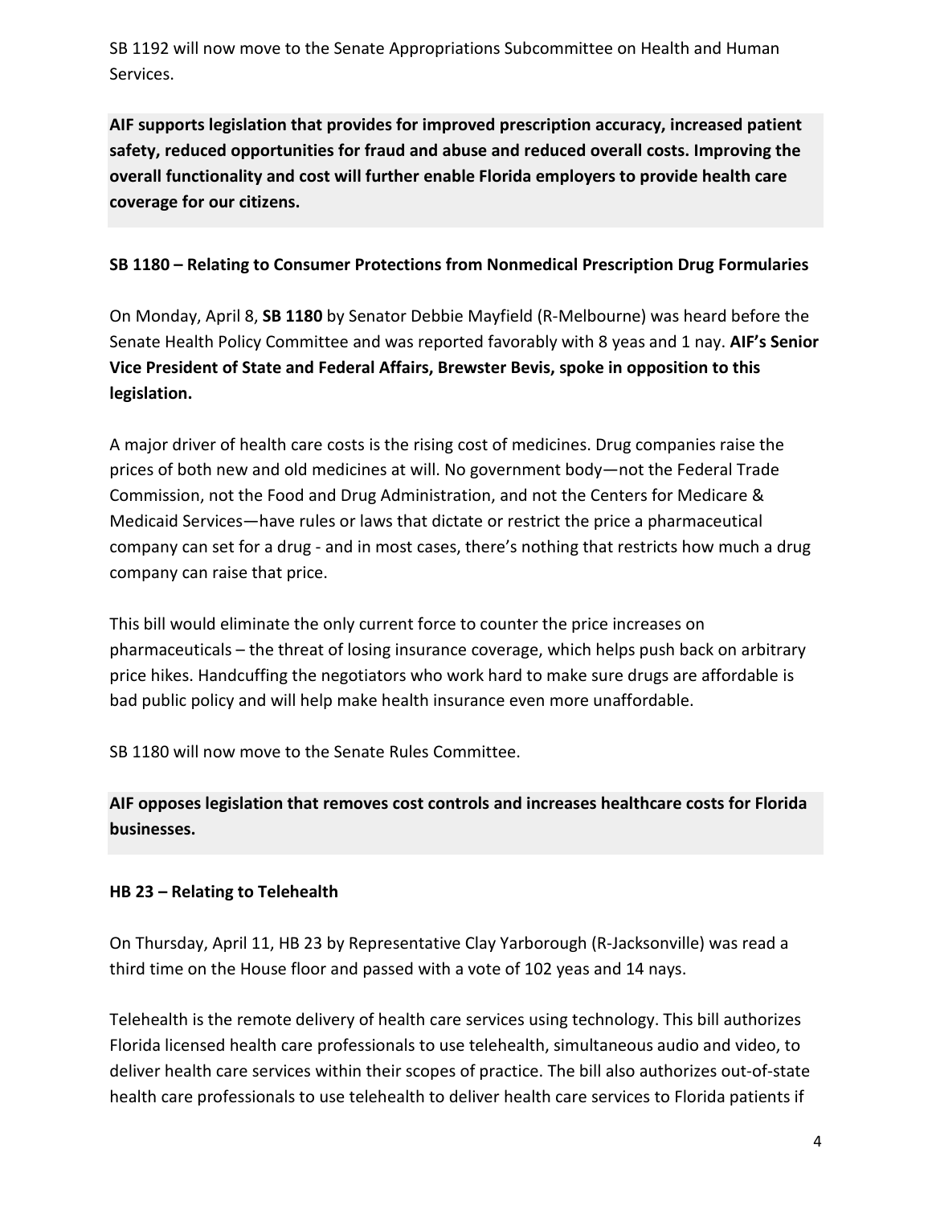SB 1192 will now move to the Senate Appropriations Subcommittee on Health and Human Services.

**AIF supports legislation that provides for improved prescription accuracy, increased patient safety, reduced opportunities for fraud and abuse and reduced overall costs. Improving the overall functionality and cost will further enable Florida employers to provide health care coverage for our citizens.**

**SB 1180 – Relating to Consumer Protections from Nonmedical Prescription Drug Formularies**

On Monday, April 8, **SB 1180** by Senator Debbie Mayfield (R-Melbourne) was heard before the Senate Health Policy Committee and was reported favorably with 8 yeas and 1 nay. **AIF's Senior Vice President of State and Federal Affairs, Brewster Bevis, spoke in opposition to this legislation.**

A major driver of health care costs is the rising cost of medicines. Drug companies raise the prices of both new and old medicines at will. No government body—not the Federal Trade Commission, not the Food and Drug Administration, and not the Centers for Medicare & Medicaid Services—have rules or laws that dictate or restrict the price a pharmaceutical company can set for a drug - and in most cases, there's nothing that restricts how much a drug company can raise that price.

This bill would eliminate the only current force to counter the price increases on pharmaceuticals – the threat of losing insurance coverage, which helps push back on arbitrary price hikes. Handcuffing the negotiators who work hard to make sure drugs are affordable is bad public policy and will help make health insurance even more unaffordable.

SB 1180 will now move to the Senate Rules Committee.

**AIF opposes legislation that removes cost controls and increases healthcare costs for Florida businesses.**

**HB 23 – Relating to Telehealth**

On Thursday, April 11, HB 23 by Representative Clay Yarborough (R-Jacksonville) was read a third time on the House floor and passed with a vote of 102 yeas and 14 nays.

Telehealth is the remote delivery of health care services using technology. This bill authorizes Florida licensed health care professionals to use telehealth, simultaneous audio and video, to deliver health care services within their scopes of practice. The bill also authorizes out-of-state health care professionals to use telehealth to deliver health care services to Florida patients if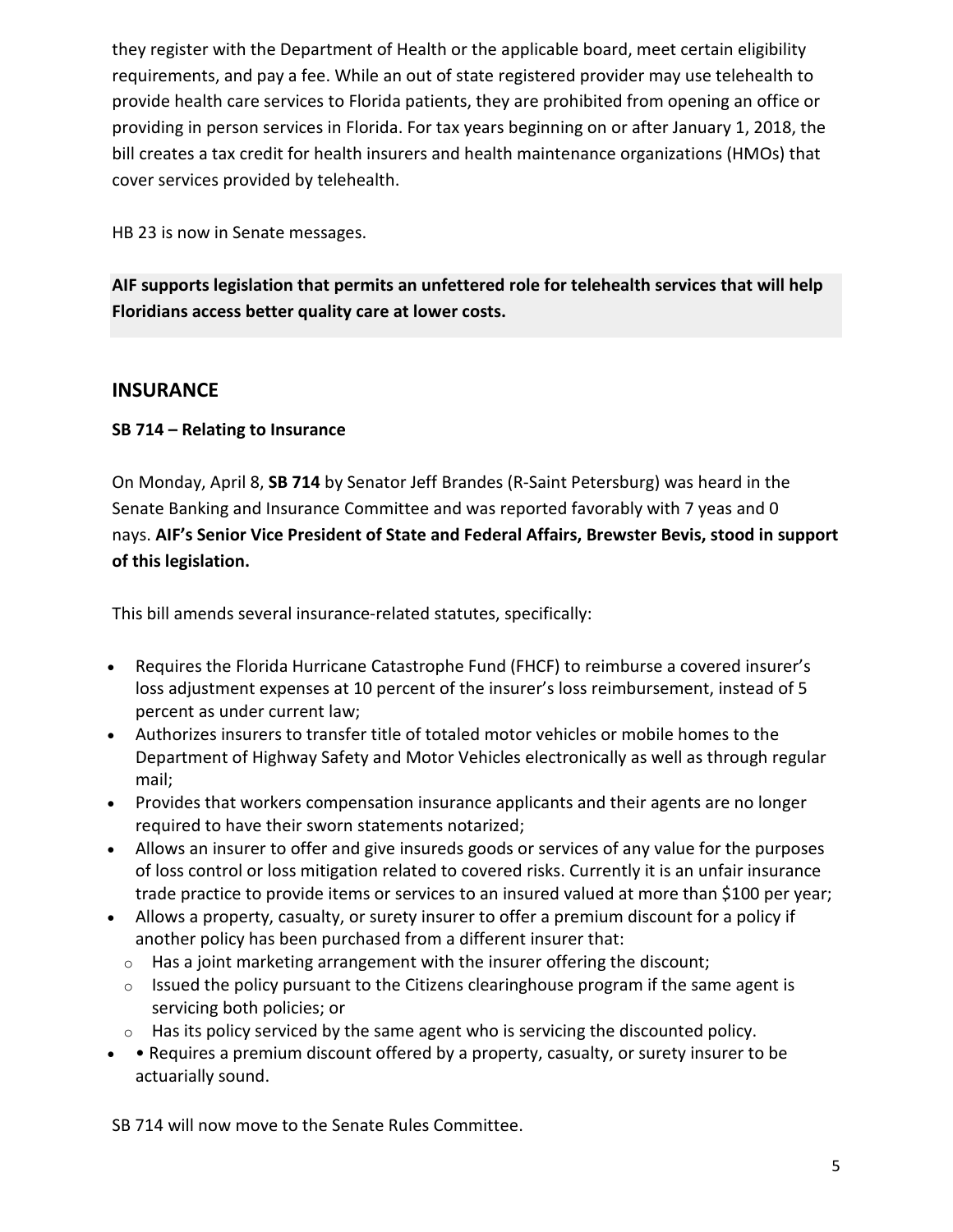they register with the Department of Health or the applicable board, meet certain eligibility requirements, and pay a fee. While an out of state registered provider may use telehealth to provide health care services to Florida patients, they are prohibited from opening an office or providing in person services in Florida. For tax years beginning on or after January 1, 2018, the bill creates a tax credit for health insurers and health maintenance organizations (HMOs) that cover services provided by telehealth.

HB 23 is now in Senate messages.

**AIF supports legislation that permits an unfettered role for telehealth services that will help Floridians access better quality care at lower costs.**

## INSURANCE

**SB 714 – Relating to Insurance**

On Monday, April 8, **SB 714** by Senator Jeff Brandes (R-Saint Petersburg) was heard in the Senate Banking and Insurance Committee and was reported favorably with 7 yeas and 0 nays. **AIF's Senior Vice President of State and Federal Affairs, Brewster Bevis, stood in support of this legislation.**

This bill amends several insurance-related statutes, specifically:

- Requires the Florida Hurricane Catastrophe Fund (FHCF) to reimburse a covered insurer's loss adjustment expenses at 10 percent of the insurer's loss reimbursement, instead of 5 percent as under current law;
- Authorizes insurers to transfer title of totaled motor vehicles or mobile homes to the Department of Highway Safety and Motor Vehicles electronically as well as through regular mail;
- Provides that workers compensation insurance applicants and their agents are no longer required to have their sworn statements notarized;
- Allows an insurer to offer and give insureds goods or services of any value for the purposes of loss control or loss mitigation related to covered risks. Currently it is an unfair insurance trade practice to provide items or services to an insured valued at more than $100 per year;
- Allows a property, casualty, or surety insurer to offer a premium discount for a policy if another policy has been purchased from a different insurer that:
  - Has a joint marketing arrangement with the insurer offering the discount;
  - Issued the policy pursuant to the Citizens clearinghouse program if the same agent is servicing both policies; or
  - Has its policy serviced by the same agent who is servicing the discounted policy.
- • Requires a premium discount offered by a property, casualty, or surety insurer to be actuarially sound.

SB 714 will now move to the Senate Rules Committee.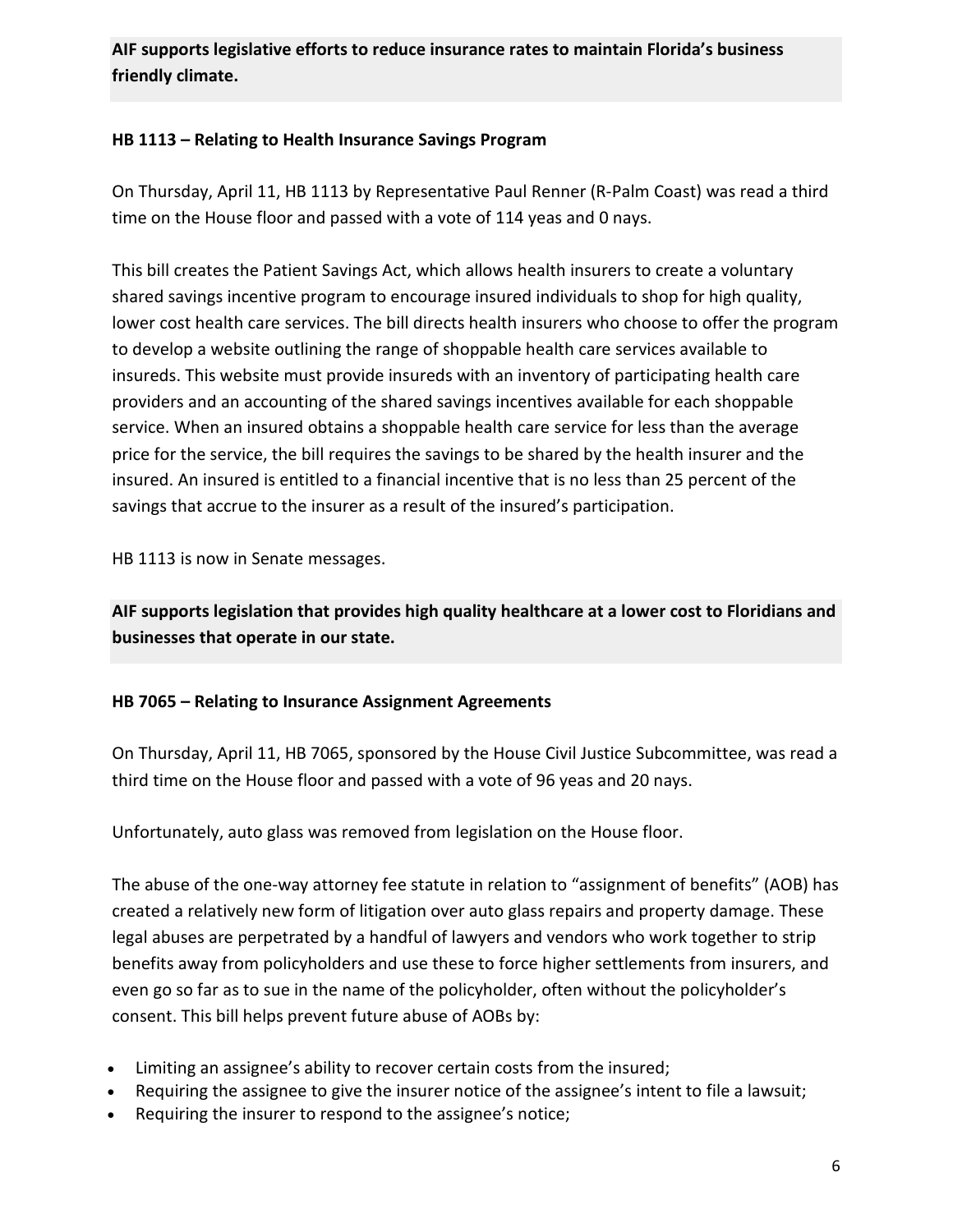**AIF supports legislative efforts to reduce insurance rates to maintain Florida's business friendly climate.**

**HB 1113 – Relating to Health Insurance Savings Program**

On Thursday, April 11, HB 1113 by Representative Paul Renner (R-Palm Coast) was read a third time on the House floor and passed with a vote of 114 yeas and 0 nays.

This bill creates the Patient Savings Act, which allows health insurers to create a voluntary shared savings incentive program to encourage insured individuals to shop for high quality, lower cost health care services. The bill directs health insurers who choose to offer the program to develop a website outlining the range of shoppable health care services available to insureds. This website must provide insureds with an inventory of participating health care providers and an accounting of the shared savings incentives available for each shoppable service. When an insured obtains a shoppable health care service for less than the average price for the service, the bill requires the savings to be shared by the health insurer and the insured. An insured is entitled to a financial incentive that is no less than 25 percent of the savings that accrue to the insurer as a result of the insured's participation.

HB 1113 is now in Senate messages.

**AIF supports legislation that provides high quality healthcare at a lower cost to Floridians and businesses that operate in our state.**

**HB 7065 – Relating to Insurance Assignment Agreements**

On Thursday, April 11, HB 7065, sponsored by the House Civil Justice Subcommittee, was read a third time on the House floor and passed with a vote of 96 yeas and 20 nays.

Unfortunately, auto glass was removed from legislation on the House floor.

The abuse of the one-way attorney fee statute in relation to "assignment of benefits" (AOB) has created a relatively new form of litigation over auto glass repairs and property damage. These legal abuses are perpetrated by a handful of lawyers and vendors who work together to strip benefits away from policyholders and use these to force higher settlements from insurers, and even go so far as to sue in the name of the policyholder, often without the policyholder's consent. This bill helps prevent future abuse of AOBs by:

- Limiting an assignee's ability to recover certain costs from the insured;
- Requiring the assignee to give the insurer notice of the assignee's intent to file a lawsuit;
- Requiring the insurer to respond to the assignee's notice;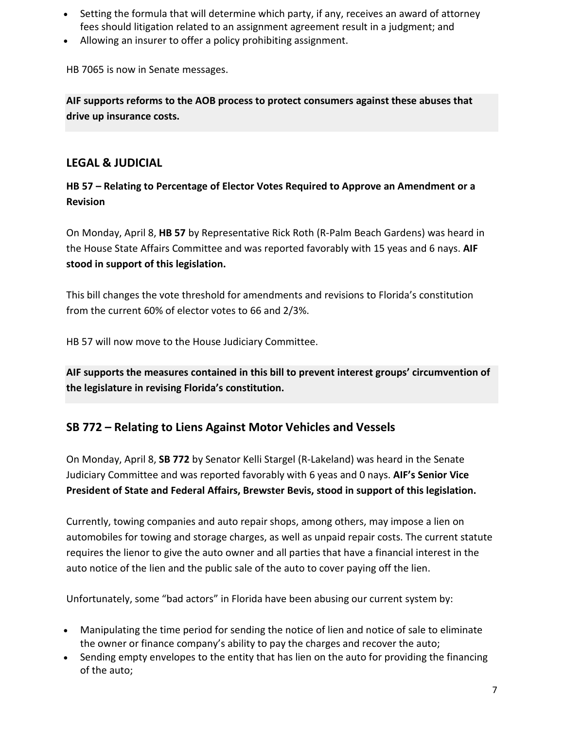- Setting the formula that will determine which party, if any, receives an award of attorney fees should litigation related to an assignment agreement result in a judgment; and
- Allowing an insurer to offer a policy prohibiting assignment.

HB 7065 is now in Senate messages.

**AIF supports reforms to the AOB process to protect consumers against these abuses that drive up insurance costs.**

## LEGAL & JUDICIAL

### HB 57 – Relating to Percentage of Elector Votes Required to Approve an Amendment or a Revision

On Monday, April 8, **HB 57** by Representative Rick Roth (R-Palm Beach Gardens) was heard in the House State Affairs Committee and was reported favorably with 15 yeas and 6 nays. **AIF stood in support of this legislation.**

This bill changes the vote threshold for amendments and revisions to Florida's constitution from the current 60% of elector votes to 66 and 2/3%.

HB 57 will now move to the House Judiciary Committee.

**AIF supports the measures contained in this bill to prevent interest groups' circumvention of the legislature in revising Florida's constitution.**

## SB 772 – Relating to Liens Against Motor Vehicles and Vessels

On Monday, April 8, **SB 772** by Senator Kelli Stargel (R-Lakeland) was heard in the Senate Judiciary Committee and was reported favorably with 6 yeas and 0 nays. **AIF's Senior Vice President of State and Federal Affairs, Brewster Bevis, stood in support of this legislation.**

Currently, towing companies and auto repair shops, among others, may impose a lien on automobiles for towing and storage charges, as well as unpaid repair costs. The current statute requires the lienor to give the auto owner and all parties that have a financial interest in the auto notice of the lien and the public sale of the auto to cover paying off the lien.

Unfortunately, some "bad actors" in Florida have been abusing our current system by:

- Manipulating the time period for sending the notice of lien and notice of sale to eliminate the owner or finance company's ability to pay the charges and recover the auto;
- Sending empty envelopes to the entity that has lien on the auto for providing the financing of the auto;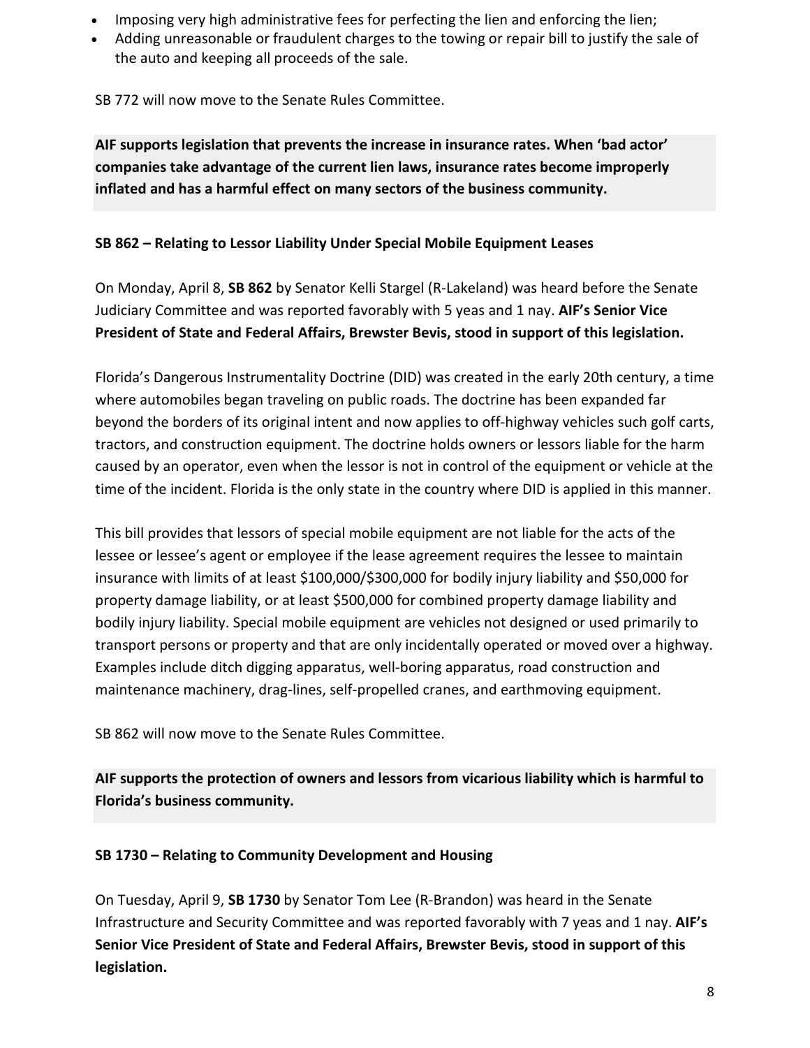- Imposing very high administrative fees for perfecting the lien and enforcing the lien;
- Adding unreasonable or fraudulent charges to the towing or repair bill to justify the sale of the auto and keeping all proceeds of the sale.

SB 772 will now move to the Senate Rules Committee.

**AIF supports legislation that prevents the increase in insurance rates. When 'bad actor' companies take advantage of the current lien laws, insurance rates become improperly inflated and has a harmful effect on many sectors of the business community.**

**SB 862 – Relating to Lessor Liability Under Special Mobile Equipment Leases**

On Monday, April 8, **SB 862** by Senator Kelli Stargel (R-Lakeland) was heard before the Senate Judiciary Committee and was reported favorably with 5 yeas and 1 nay. **AIF's Senior Vice President of State and Federal Affairs, Brewster Bevis, stood in support of this legislation.**

Florida's Dangerous Instrumentality Doctrine (DID) was created in the early 20th century, a time where automobiles began traveling on public roads. The doctrine has been expanded far beyond the borders of its original intent and now applies to off-highway vehicles such golf carts, tractors, and construction equipment. The doctrine holds owners or lessors liable for the harm caused by an operator, even when the lessor is not in control of the equipment or vehicle at the time of the incident. Florida is the only state in the country where DID is applied in this manner.

This bill provides that lessors of special mobile equipment are not liable for the acts of the lessee or lessee's agent or employee if the lease agreement requires the lessee to maintain insurance with limits of at least \$100,000/\$300,000 for bodily injury liability and \$50,000 for property damage liability, or at least \$500,000 for combined property damage liability and bodily injury liability. Special mobile equipment are vehicles not designed or used primarily to transport persons or property and that are only incidentally operated or moved over a highway. Examples include ditch digging apparatus, well-boring apparatus, road construction and maintenance machinery, drag-lines, self-propelled cranes, and earthmoving equipment.

SB 862 will now move to the Senate Rules Committee.

**AIF supports the protection of owners and lessors from vicarious liability which is harmful to Florida's business community.**

**SB 1730 – Relating to Community Development and Housing**

On Tuesday, April 9, **SB 1730** by Senator Tom Lee (R-Brandon) was heard in the Senate Infrastructure and Security Committee and was reported favorably with 7 yeas and 1 nay. **AIF's Senior Vice President of State and Federal Affairs, Brewster Bevis, stood in support of this legislation.**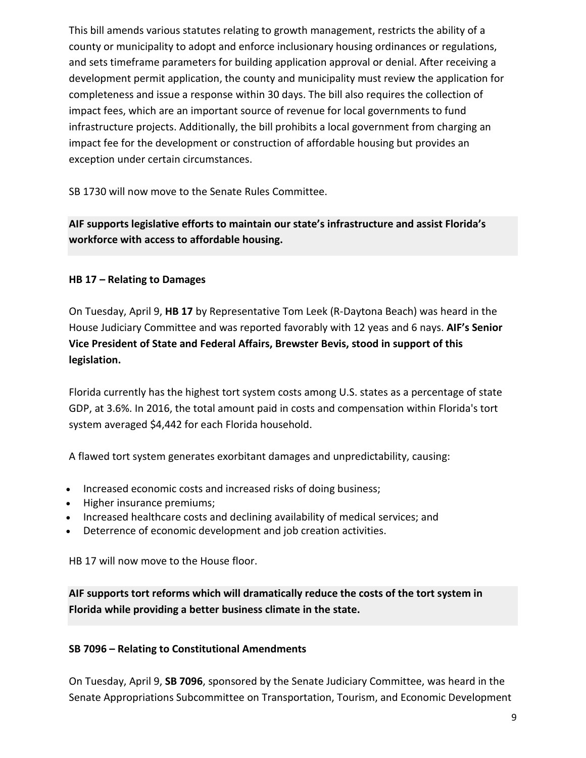This bill amends various statutes relating to growth management, restricts the ability of a county or municipality to adopt and enforce inclusionary housing ordinances or regulations, and sets timeframe parameters for building application approval or denial. After receiving a development permit application, the county and municipality must review the application for completeness and issue a response within 30 days. The bill also requires the collection of impact fees, which are an important source of revenue for local governments to fund infrastructure projects. Additionally, the bill prohibits a local government from charging an impact fee for the development or construction of affordable housing but provides an exception under certain circumstances.

SB 1730 will now move to the Senate Rules Committee.

**AIF supports legislative efforts to maintain our state's infrastructure and assist Florida's workforce with access to affordable housing.**

**HB 17 – Relating to Damages**

On Tuesday, April 9, **HB 17** by Representative Tom Leek (R-Daytona Beach) was heard in the House Judiciary Committee and was reported favorably with 12 yeas and 6 nays. **AIF's Senior Vice President of State and Federal Affairs, Brewster Bevis, stood in support of this legislation.**

Florida currently has the highest tort system costs among U.S. states as a percentage of state GDP, at 3.6%. In 2016, the total amount paid in costs and compensation within Florida's tort system averaged $4,442 for each Florida household.

A flawed tort system generates exorbitant damages and unpredictability, causing:

- Increased economic costs and increased risks of doing business;
- Higher insurance premiums;
- Increased healthcare costs and declining availability of medical services; and
- Deterrence of economic development and job creation activities.

HB 17 will now move to the House floor.

**AIF supports tort reforms which will dramatically reduce the costs of the tort system in Florida while providing a better business climate in the state.**

**SB 7096 – Relating to Constitutional Amendments**

On Tuesday, April 9, **SB 7096**, sponsored by the Senate Judiciary Committee, was heard in the Senate Appropriations Subcommittee on Transportation, Tourism, and Economic Development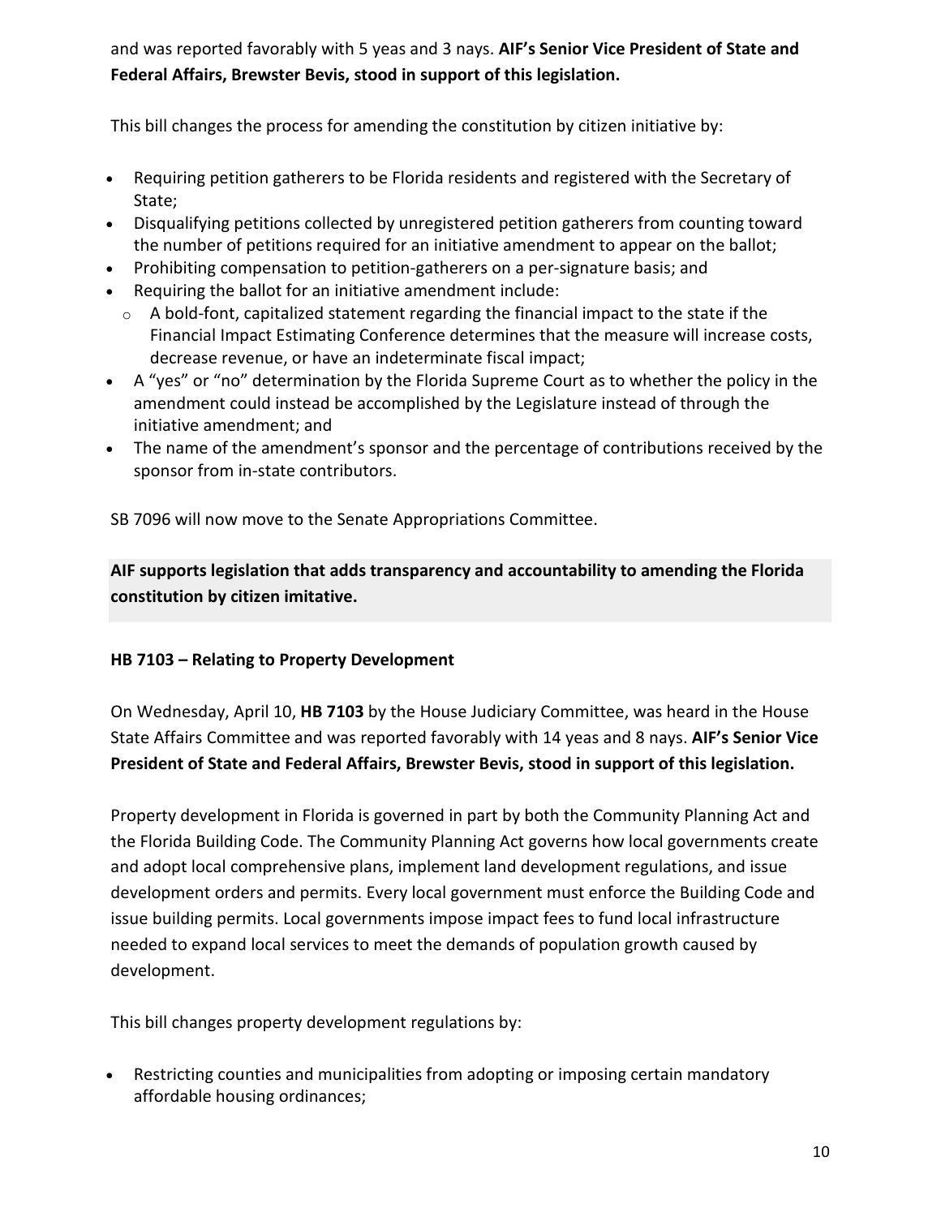and was reported favorably with 5 yeas and 3 nays. **AIF's Senior Vice President of State and Federal Affairs, Brewster Bevis, stood in support of this legislation.**

This bill changes the process for amending the constitution by citizen initiative by:

- Requiring petition gatherers to be Florida residents and registered with the Secretary of State;
- Disqualifying petitions collected by unregistered petition gatherers from counting toward the number of petitions required for an initiative amendment to appear on the ballot;
- Prohibiting compensation to petition-gatherers on a per-signature basis; and
- Requiring the ballot for an initiative amendment include:
  - A bold-font, capitalized statement regarding the financial impact to the state if the Financial Impact Estimating Conference determines that the measure will increase costs, decrease revenue, or have an indeterminate fiscal impact;
- A "yes" or "no" determination by the Florida Supreme Court as to whether the policy in the amendment could instead be accomplished by the Legislature instead of through the initiative amendment; and
- The name of the amendment's sponsor and the percentage of contributions received by the sponsor from in-state contributors.

SB 7096 will now move to the Senate Appropriations Committee.

**AIF supports legislation that adds transparency and accountability to amending the Florida constitution by citizen imitative.**

**HB 7103 – Relating to Property Development**

On Wednesday, April 10, **HB 7103** by the House Judiciary Committee, was heard in the House State Affairs Committee and was reported favorably with 14 yeas and 8 nays. **AIF's Senior Vice President of State and Federal Affairs, Brewster Bevis, stood in support of this legislation.**

Property development in Florida is governed in part by both the Community Planning Act and the Florida Building Code. The Community Planning Act governs how local governments create and adopt local comprehensive plans, implement land development regulations, and issue development orders and permits. Every local government must enforce the Building Code and issue building permits. Local governments impose impact fees to fund local infrastructure needed to expand local services to meet the demands of population growth caused by development.

This bill changes property development regulations by:

- Restricting counties and municipalities from adopting or imposing certain mandatory affordable housing ordinances;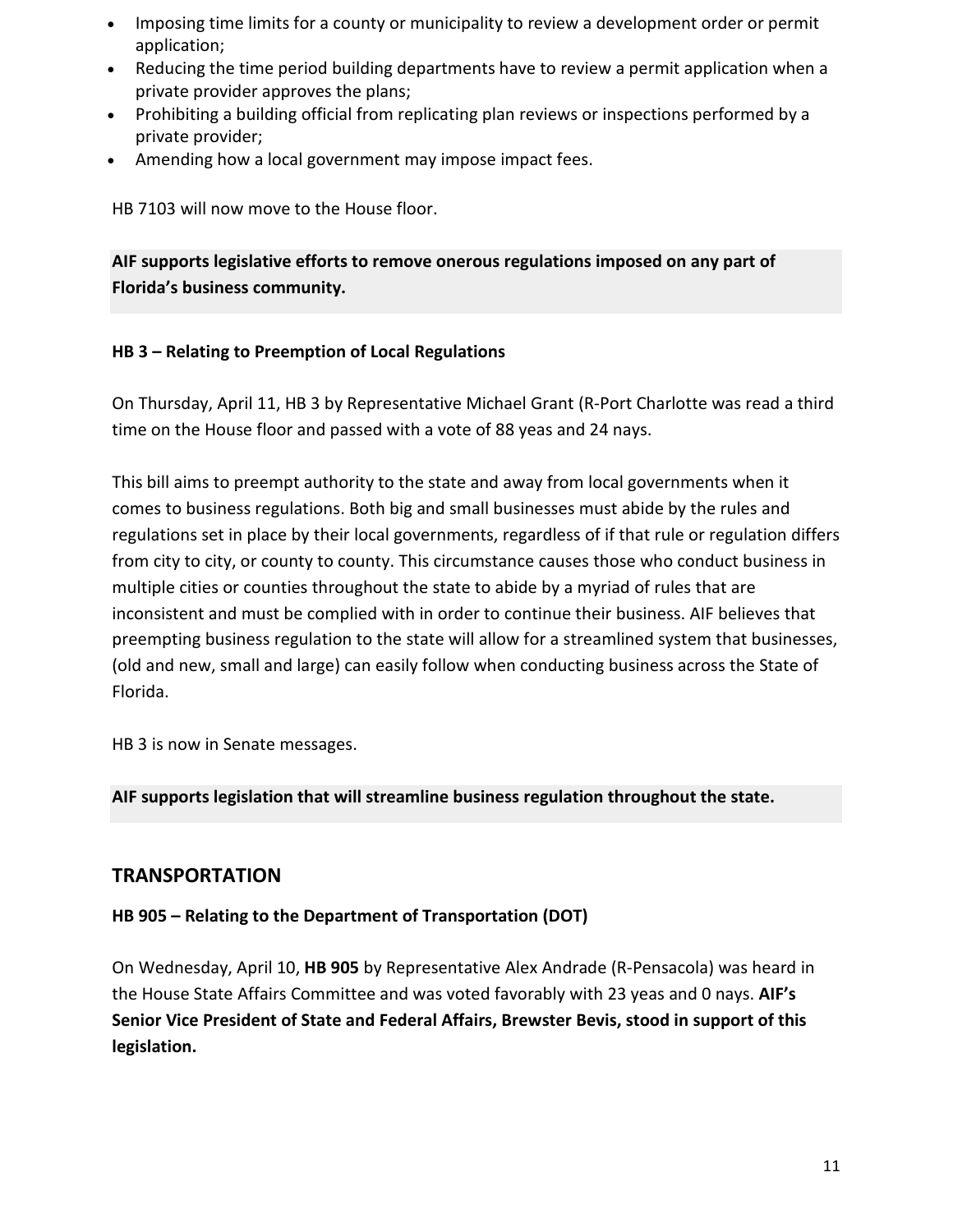- Imposing time limits for a county or municipality to review a development order or permit application;
- Reducing the time period building departments have to review a permit application when a private provider approves the plans;
- Prohibiting a building official from replicating plan reviews or inspections performed by a private provider;
- Amending how a local government may impose impact fees.

HB 7103 will now move to the House floor.

**AIF supports legislative efforts to remove onerous regulations imposed on any part of Florida's business community.**

**HB 3 – Relating to Preemption of Local Regulations**

On Thursday, April 11, HB 3 by Representative Michael Grant (R-Port Charlotte was read a third time on the House floor and passed with a vote of 88 yeas and 24 nays.

This bill aims to preempt authority to the state and away from local governments when it comes to business regulations. Both big and small businesses must abide by the rules and regulations set in place by their local governments, regardless of if that rule or regulation differs from city to city, or county to county. This circumstance causes those who conduct business in multiple cities or counties throughout the state to abide by a myriad of rules that are inconsistent and must be complied with in order to continue their business. AIF believes that preempting business regulation to the state will allow for a streamlined system that businesses, (old and new, small and large) can easily follow when conducting business across the State of Florida.

HB 3 is now in Senate messages.

**AIF supports legislation that will streamline business regulation throughout the state.**

## TRANSPORTATION

**HB 905 – Relating to the Department of Transportation (DOT)**

On Wednesday, April 10, **HB 905** by Representative Alex Andrade (R-Pensacola) was heard in the House State Affairs Committee and was voted favorably with 23 yeas and 0 nays. **AIF's Senior Vice President of State and Federal Affairs, Brewster Bevis, stood in support of this legislation.**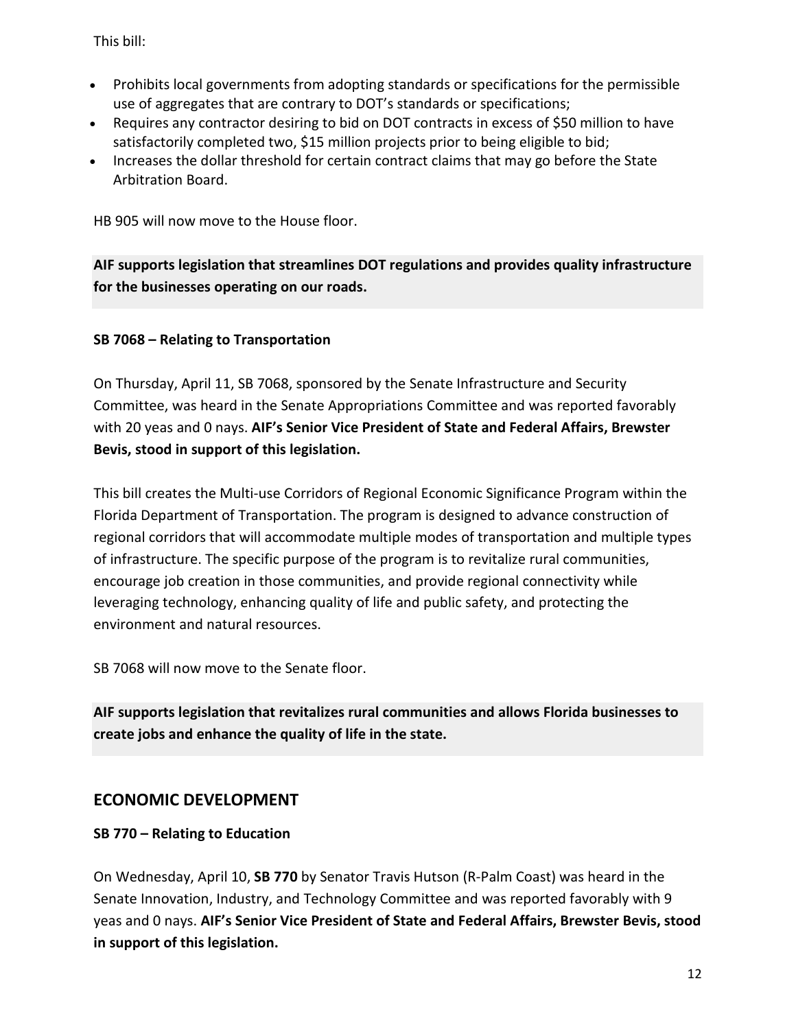This bill:

- Prohibits local governments from adopting standards or specifications for the permissible use of aggregates that are contrary to DOT's standards or specifications;
- Requires any contractor desiring to bid on DOT contracts in excess of $50 million to have satisfactorily completed two, $15 million projects prior to being eligible to bid;
- Increases the dollar threshold for certain contract claims that may go before the State Arbitration Board.

HB 905 will now move to the House floor.

**AIF supports legislation that streamlines DOT regulations and provides quality infrastructure for the businesses operating on our roads.**

**SB 7068 – Relating to Transportation**

On Thursday, April 11, SB 7068, sponsored by the Senate Infrastructure and Security Committee, was heard in the Senate Appropriations Committee and was reported favorably with 20 yeas and 0 nays. **AIF's Senior Vice President of State and Federal Affairs, Brewster Bevis, stood in support of this legislation.**

This bill creates the Multi-use Corridors of Regional Economic Significance Program within the Florida Department of Transportation. The program is designed to advance construction of regional corridors that will accommodate multiple modes of transportation and multiple types of infrastructure. The specific purpose of the program is to revitalize rural communities, encourage job creation in those communities, and provide regional connectivity while leveraging technology, enhancing quality of life and public safety, and protecting the environment and natural resources.

SB 7068 will now move to the Senate floor.

**AIF supports legislation that revitalizes rural communities and allows Florida businesses to create jobs and enhance the quality of life in the state.**

## ECONOMIC DEVELOPMENT

**SB 770 – Relating to Education**

On Wednesday, April 10, **SB 770** by Senator Travis Hutson (R-Palm Coast) was heard in the Senate Innovation, Industry, and Technology Committee and was reported favorably with 9 yeas and 0 nays. **AIF's Senior Vice President of State and Federal Affairs, Brewster Bevis, stood in support of this legislation.**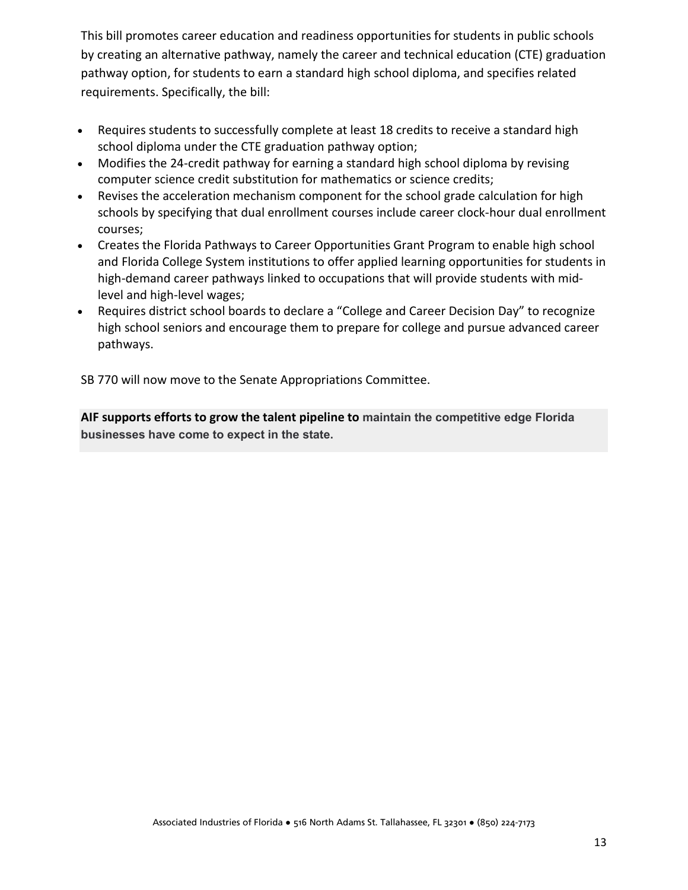This bill promotes career education and readiness opportunities for students in public schools by creating an alternative pathway, namely the career and technical education (CTE) graduation pathway option, for students to earn a standard high school diploma, and specifies related requirements. Specifically, the bill:

- Requires students to successfully complete at least 18 credits to receive a standard high school diploma under the CTE graduation pathway option;
- Modifies the 24-credit pathway for earning a standard high school diploma by revising computer science credit substitution for mathematics or science credits;
- Revises the acceleration mechanism component for the school grade calculation for high schools by specifying that dual enrollment courses include career clock-hour dual enrollment courses;
- Creates the Florida Pathways to Career Opportunities Grant Program to enable high school and Florida College System institutions to offer applied learning opportunities for students in high-demand career pathways linked to occupations that will provide students with mid-level and high-level wages;
- Requires district school boards to declare a "College and Career Decision Day" to recognize high school seniors and encourage them to prepare for college and pursue advanced career pathways.

SB 770 will now move to the Senate Appropriations Committee.

**AIF supports efforts to grow the talent pipeline to maintain the competitive edge Florida businesses have come to expect in the state.**

Associated Industries of Florida ● 516 North Adams St. Tallahassee, FL 32301 ● (850) 224-7173